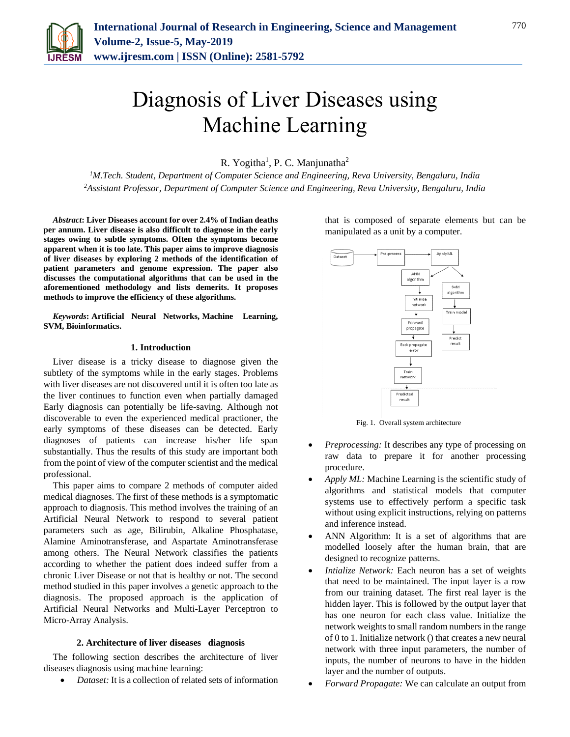# Diagnosis of Liver Diseases using Machine Learning

R. Yogitha[1], P. C. Manjunatha[2]

[1]M.Tech. Student, Department of Computer Science and Engineering, Reva University, Bengaluru, India
[2]Assistant Professor, Department of Computer Science and Engineering, Reva University, Bengaluru, India

***Abstract*: Liver Diseases account for over 2.4% of Indian deaths per annum. Liver disease is also difficult to diagnose in the early stages owing to subtle symptoms. Often the symptoms become apparent when it is too late. This paper aims to improve diagnosis of liver diseases by exploring 2 methods of the identification of patient parameters and genome expression. The paper also discusses the computational algorithms that can be used in the aforementioned methodology and lists demerits. It proposes methods to improve the efficiency of these algorithms.**

***Keywords*: Artificial Neural Networks, Machine Learning, SVM, Bioinformatics.**

## 1. Introduction

Liver disease is a tricky disease to diagnose given the subtlety of the symptoms while in the early stages. Problems with liver diseases are not discovered until it is often too late as the liver continues to function even when partially damaged Early diagnosis can potentially be life-saving. Although not discoverable to even the experienced medical practioner, the early symptoms of these diseases can be detected. Early diagnoses of patients can increase his/her life span substantially. Thus the results of this study are important both from the point of view of the computer scientist and the medical professional.

This paper aims to compare 2 methods of computer aided medical diagnoses. The first of these methods is a symptomatic approach to diagnosis. This method involves the training of an Artificial Neural Network to respond to several patient parameters such as age, Bilirubin, Alkaline Phosphatase, Alamine Aminotransferase, and Aspartate Aminotransferase among others. The Neural Network classifies the patients according to whether the patient does indeed suffer from a chronic Liver Disease or not that is healthy or not. The second method studied in this paper involves a genetic approach to the diagnosis. The proposed approach is the application of Artificial Neural Networks and Multi-Layer Perceptron to Micro-Array Analysis.

## 2. Architecture of liver diseases diagnosis

The following section describes the architecture of liver diseases diagnosis using machine learning:

- *Dataset:* It is a collection of related sets of information that is composed of separate elements but can be manipulated as a unit by a computer.

Fig. 1. Overall system architecture

- *Preprocessing:* It describes any type of processing on raw data to prepare it for another processing procedure.
- *Apply ML:* Machine Learning is the scientific study of algorithms and statistical models that computer systems use to effectively perform a specific task without using explicit instructions, relying on patterns and inference instead.
- ANN Algorithm: It is a set of algorithms that are modelled loosely after the human brain, that are designed to recognize patterns.
- *Intialize Network:* Each neuron has a set of weights that need to be maintained. The input layer is a row from our training dataset. The first real layer is the hidden layer. This is followed by the output layer that has one neuron for each class value. Initialize the network weights to small random numbers in the range of 0 to 1. Initialize network () that creates a new neural network with three input parameters, the number of inputs, the number of neurons to have in the hidden layer and the number of outputs.
- *Forward Propagate:* We can calculate an output from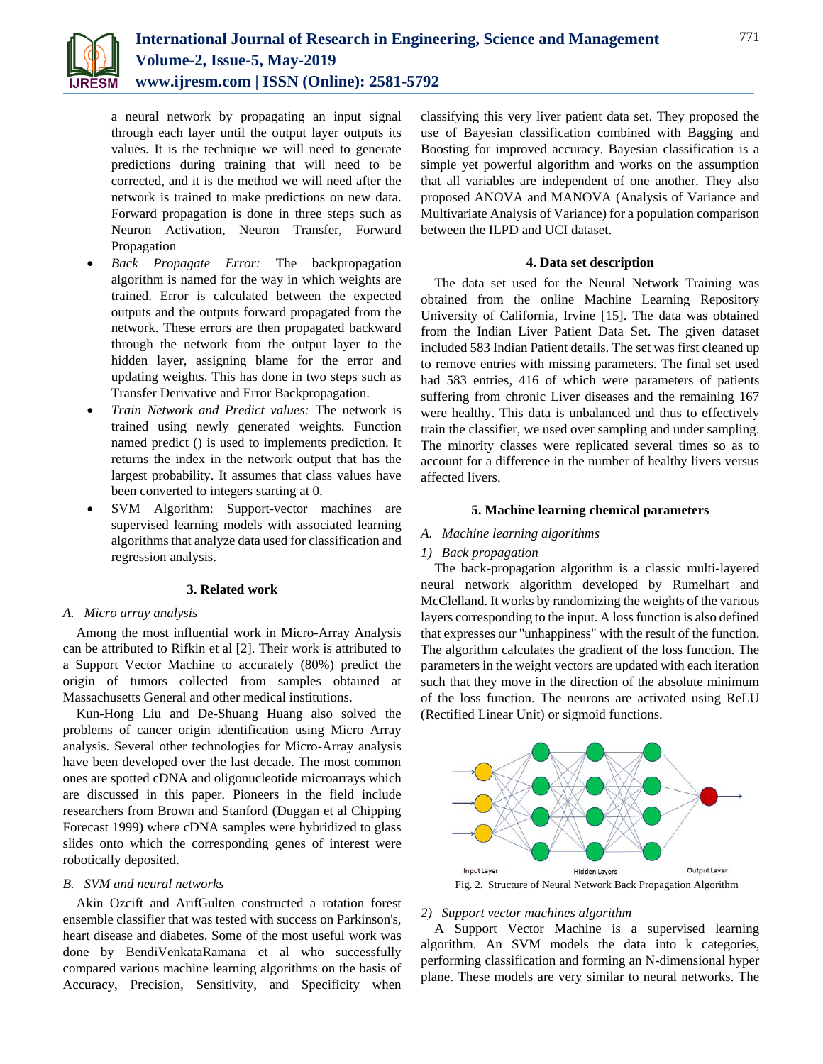a neural network by propagating an input signal through each layer until the output layer outputs its values. It is the technique we will need to generate predictions during training that will need to be corrected, and it is the method we will need after the network is trained to make predictions on new data. Forward propagation is done in three steps such as Neuron Activation, Neuron Transfer, Forward Propagation

- *Back Propagate Error:* The backpropagation algorithm is named for the way in which weights are trained. Error is calculated between the expected outputs and the outputs forward propagated from the network. These errors are then propagated backward through the network from the output layer to the hidden layer, assigning blame for the error and updating weights. This has done in two steps such as Transfer Derivative and Error Backpropagation.
- *Train Network and Predict values:* The network is trained using newly generated weights. Function named predict () is used to implements prediction. It returns the index in the network output that has the largest probability. It assumes that class values have been converted to integers starting at 0.
- SVM Algorithm: Support-vector machines are supervised learning models with associated learning algorithms that analyze data used for classification and regression analysis.

## 3. Related work

### A. *Micro array analysis*

Among the most influential work in Micro-Array Analysis can be attributed to Rifkin et al [2]. Their work is attributed to a Support Vector Machine to accurately (80%) predict the origin of tumors collected from samples obtained at Massachusetts General and other medical institutions.

Kun-Hong Liu and De-Shuang Huang also solved the problems of cancer origin identification using Micro Array analysis. Several other technologies for Micro-Array analysis have been developed over the last decade. The most common ones are spotted cDNA and oligonucleotide microarrays which are discussed in this paper. Pioneers in the field include researchers from Brown and Stanford (Duggan et al Chipping Forecast 1999) where cDNA samples were hybridized to glass slides onto which the corresponding genes of interest were robotically deposited.

### B. *SVM and neural networks*

Akin Ozcift and ArifGulten constructed a rotation forest ensemble classifier that was tested with success on Parkinson's, heart disease and diabetes. Some of the most useful work was done by BendiVenkataRamana et al who successfully compared various machine learning algorithms on the basis of Accuracy, Precision, Sensitivity, and Specificity when classifying this very liver patient data set. They proposed the use of Bayesian classification combined with Bagging and Boosting for improved accuracy. Bayesian classification is a simple yet powerful algorithm and works on the assumption that all variables are independent of one another. They also proposed ANOVA and MANOVA (Analysis of Variance and Multivariate Analysis of Variance) for a population comparison between the ILPD and UCI dataset.

## 4. Data set description

The data set used for the Neural Network Training was obtained from the online Machine Learning Repository University of California, Irvine [15]. The data was obtained from the Indian Liver Patient Data Set. The given dataset included 583 Indian Patient details. The set was first cleaned up to remove entries with missing parameters. The final set used had 583 entries, 416 of which were parameters of patients suffering from chronic Liver diseases and the remaining 167 were healthy. This data is unbalanced and thus to effectively train the classifier, we used over sampling and under sampling. The minority classes were replicated several times so as to account for a difference in the number of healthy livers versus affected livers.

## 5. Machine learning chemical parameters

### A. *Machine learning algorithms*

#### 1) *Back propagation*

The back-propagation algorithm is a classic multi-layered neural network algorithm developed by Rumelhart and McClelland. It works by randomizing the weights of the various layers corresponding to the input. A loss function is also defined that expresses our "unhappiness" with the result of the function. The algorithm calculates the gradient of the loss function. The parameters in the weight vectors are updated with each iteration such that they move in the direction of the absolute minimum of the loss function. The neurons are activated using ReLU (Rectified Linear Unit) or sigmoid functions.

Input Layer — Hidden Layers — Output Layer

Fig. 2. Structure of Neural Network Back Propagation Algorithm

#### 2) *Support vector machines algorithm*

A Support Vector Machine is a supervised learning algorithm. An SVM models the data into k categories, performing classification and forming an N-dimensional hyper plane. These models are very similar to neural networks. The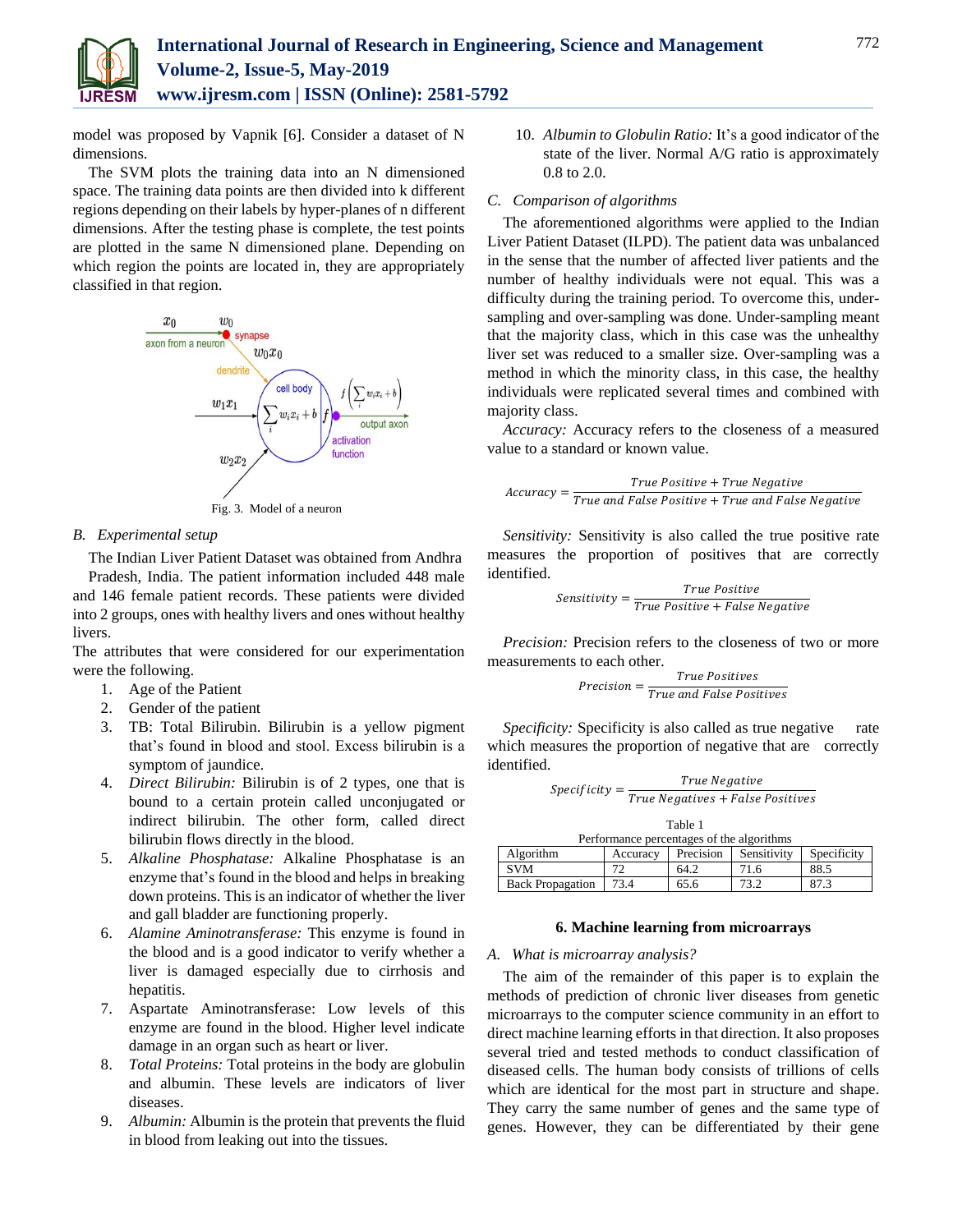model was proposed by Vapnik [6]. Consider a dataset of N dimensions.

The SVM plots the training data into an N dimensioned space. The training data points are then divided into k different regions depending on their labels by hyper-planes of n different dimensions. After the testing phase is complete, the test points are plotted in the same N dimensioned plane. Depending on which region the points are located in, they are appropriately classified in that region.

Fig. 3. Model of a neuron

### B. Experimental setup

The Indian Liver Patient Dataset was obtained from Andhra Pradesh, India. The patient information included 448 male and 146 female patient records. These patients were divided into 2 groups, ones with healthy livers and ones without healthy livers.

The attributes that were considered for our experimentation were the following.

1. Age of the Patient
2. Gender of the patient
3. TB: Total Bilirubin. Bilirubin is a yellow pigment that's found in blood and stool. Excess bilirubin is a symptom of jaundice.
4. *Direct Bilirubin:* Bilirubin is of 2 types, one that is bound to a certain protein called unconjugated or indirect bilirubin. The other form, called direct bilirubin flows directly in the blood.
5. *Alkaline Phosphatase:* Alkaline Phosphatase is an enzyme that's found in the blood and helps in breaking down proteins. This is an indicator of whether the liver and gall bladder are functioning properly.
6. *Alamine Aminotransferase:* This enzyme is found in the blood and is a good indicator to verify whether a liver is damaged especially due to cirrhosis and hepatitis.
7. Aspartate Aminotransferase: Low levels of this enzyme are found in the blood. Higher level indicate damage in an organ such as heart or liver.
8. *Total Proteins:* Total proteins in the body are globulin and albumin. These levels are indicators of liver diseases.
9. *Albumin:* Albumin is the protein that prevents the fluid in blood from leaking out into the tissues.
10. *Albumin to Globulin Ratio:* It's a good indicator of the state of the liver. Normal A/G ratio is approximately 0.8 to 2.0.

### C. Comparison of algorithms

The aforementioned algorithms were applied to the Indian Liver Patient Dataset (ILPD). The patient data was unbalanced in the sense that the number of affected liver patients and the number of healthy individuals were not equal. This was a difficulty during the training period. To overcome this, under-sampling and over-sampling was done. Under-sampling meant that the majority class, which in this case was the unhealthy liver set was reduced to a smaller size. Over-sampling was a method in which the minority class, in this case, the healthy individuals were replicated several times and combined with majority class.

*Accuracy:* Accuracy refers to the closeness of a measured value to a standard or known value.

$$Accuracy = \frac{True\ Positive + True\ Negative}{True\ and\ False\ Positive + True\ and\ False\ Negative}$$

*Sensitivity:* Sensitivity is also called the true positive rate measures the proportion of positives that are correctly identified.

$$Sensitivity = \frac{True\ Positive}{True\ Positive + False\ Negative}$$

*Precision:* Precision refers to the closeness of two or more measurements to each other.

$$Precision = \frac{True\ Positives}{True\ and\ False\ Positives}$$

*Specificity:* Specificity is also called as true negative rate which measures the proportion of negative that are correctly identified.

$$Specificity = \frac{True\ Negative}{True\ Negatives + False\ Positives}$$

Table 1
Performance percentages of the algorithms

| Algorithm | Accuracy | Precision | Sensitivity | Specificity |
|---|---|---|---|---|
| SVM | 72 | 64.2 | 71.6 | 88.5 |
| Back Propagation | 73.4 | 65.6 | 73.2 | 87.3 |

## 6. Machine learning from microarrays

### A. What is microarray analysis?

The aim of the remainder of this paper is to explain the methods of prediction of chronic liver diseases from genetic microarrays to the computer science community in an effort to direct machine learning efforts in that direction. It also proposes several tried and tested methods to conduct classification of diseased cells. The human body consists of trillions of cells which are identical for the most part in structure and shape. They carry the same number of genes and the same type of genes. However, they can be differentiated by their gene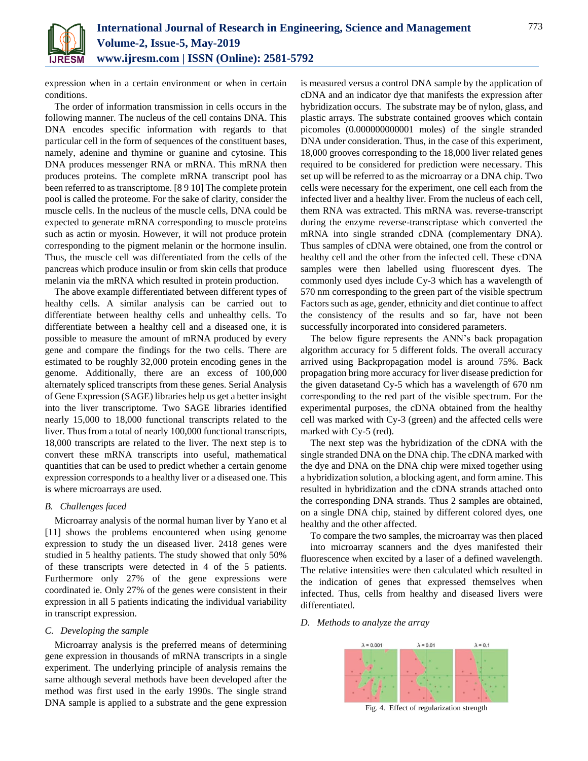expression when in a certain environment or when in certain conditions.

The order of information transmission in cells occurs in the following manner. The nucleus of the cell contains DNA. This DNA encodes specific information with regards to that particular cell in the form of sequences of the constituent bases, namely, adenine and thymine or guanine and cytosine. This DNA produces messenger RNA or mRNA. This mRNA then produces proteins. The complete mRNA transcript pool has been referred to as transcriptome. [8 9 10] The complete protein pool is called the proteome. For the sake of clarity, consider the muscle cells. In the nucleus of the muscle cells, DNA could be expected to generate mRNA corresponding to muscle proteins such as actin or myosin. However, it will not produce protein corresponding to the pigment melanin or the hormone insulin. Thus, the muscle cell was differentiated from the cells of the pancreas which produce insulin or from skin cells that produce melanin via the mRNA which resulted in protein production.

The above example differentiated between different types of healthy cells. A similar analysis can be carried out to differentiate between healthy cells and unhealthy cells. To differentiate between a healthy cell and a diseased one, it is possible to measure the amount of mRNA produced by every gene and compare the findings for the two cells. There are estimated to be roughly 32,000 protein encoding genes in the genome. Additionally, there are an excess of 100,000 alternately spliced transcripts from these genes. Serial Analysis of Gene Expression (SAGE) libraries help us get a better insight into the liver transcriptome. Two SAGE libraries identified nearly 15,000 to 18,000 functional transcripts related to the liver. Thus from a total of nearly 100,000 functional transcripts, 18,000 transcripts are related to the liver. The next step is to convert these mRNA transcripts into useful, mathematical quantities that can be used to predict whether a certain genome expression corresponds to a healthy liver or a diseased one. This is where microarrays are used.

### *B. Challenges faced*

Microarray analysis of the normal human liver by Yano et al [11] shows the problems encountered when using genome expression to study the un diseased liver. 2418 genes were studied in 5 healthy patients. The study showed that only 50% of these transcripts were detected in 4 of the 5 patients. Furthermore only 27% of the gene expressions were coordinated ie. Only 27% of the genes were consistent in their expression in all 5 patients indicating the individual variability in transcript expression.

### *C. Developing the sample*

Microarray analysis is the preferred means of determining gene expression in thousands of mRNA transcripts in a single experiment. The underlying principle of analysis remains the same although several methods have been developed after the method was first used in the early 1990s. The single strand DNA sample is applied to a substrate and the gene expression is measured versus a control DNA sample by the application of cDNA and an indicator dye that manifests the expression after hybridization occurs. The substrate may be of nylon, glass, and plastic arrays. The substrate contained grooves which contain picomoles (0.000000000001 moles) of the single stranded DNA under consideration. Thus, in the case of this experiment, 18,000 grooves corresponding to the 18,000 liver related genes required to be considered for prediction were necessary. This set up will be referred to as the microarray or a DNA chip. Two cells were necessary for the experiment, one cell each from the infected liver and a healthy liver. From the nucleus of each cell, them RNA was extracted. This mRNA was. reverse-transcript during the enzyme reverse-transcriptase which converted the mRNA into single stranded cDNA (complementary DNA). Thus samples of cDNA were obtained, one from the control or healthy cell and the other from the infected cell. These cDNA samples were then labelled using fluorescent dyes. The commonly used dyes include Cy-3 which has a wavelength of 570 nm corresponding to the green part of the visible spectrum Factors such as age, gender, ethnicity and diet continue to affect the consistency of the results and so far, have not been successfully incorporated into considered parameters.

The below figure represents the ANN's back propagation algorithm accuracy for 5 different folds. The overall accuracy arrived using Backpropagation model is around 75%. Back propagation bring more accuracy for liver disease prediction for the given datasetand Cy-5 which has a wavelength of 670 nm corresponding to the red part of the visible spectrum. For the experimental purposes, the cDNA obtained from the healthy cell was marked with Cy-3 (green) and the affected cells were marked with Cy-5 (red).

The next step was the hybridization of the cDNA with the single stranded DNA on the DNA chip. The cDNA marked with the dye and DNA on the DNA chip were mixed together using a hybridization solution, a blocking agent, and form amine. This resulted in hybridization and the cDNA strands attached onto the corresponding DNA strands. Thus 2 samples are obtained, on a single DNA chip, stained by different colored dyes, one healthy and the other affected.

To compare the two samples, the microarray was then placed into microarray scanners and the dyes manifested their fluorescence when excited by a laser of a defined wavelength. The relative intensities were then calculated which resulted in the indication of genes that expressed themselves when infected. Thus, cells from healthy and diseased livers were differentiated.

### *D. Methods to analyze the array*

Fig. 4. Effect of regularization strength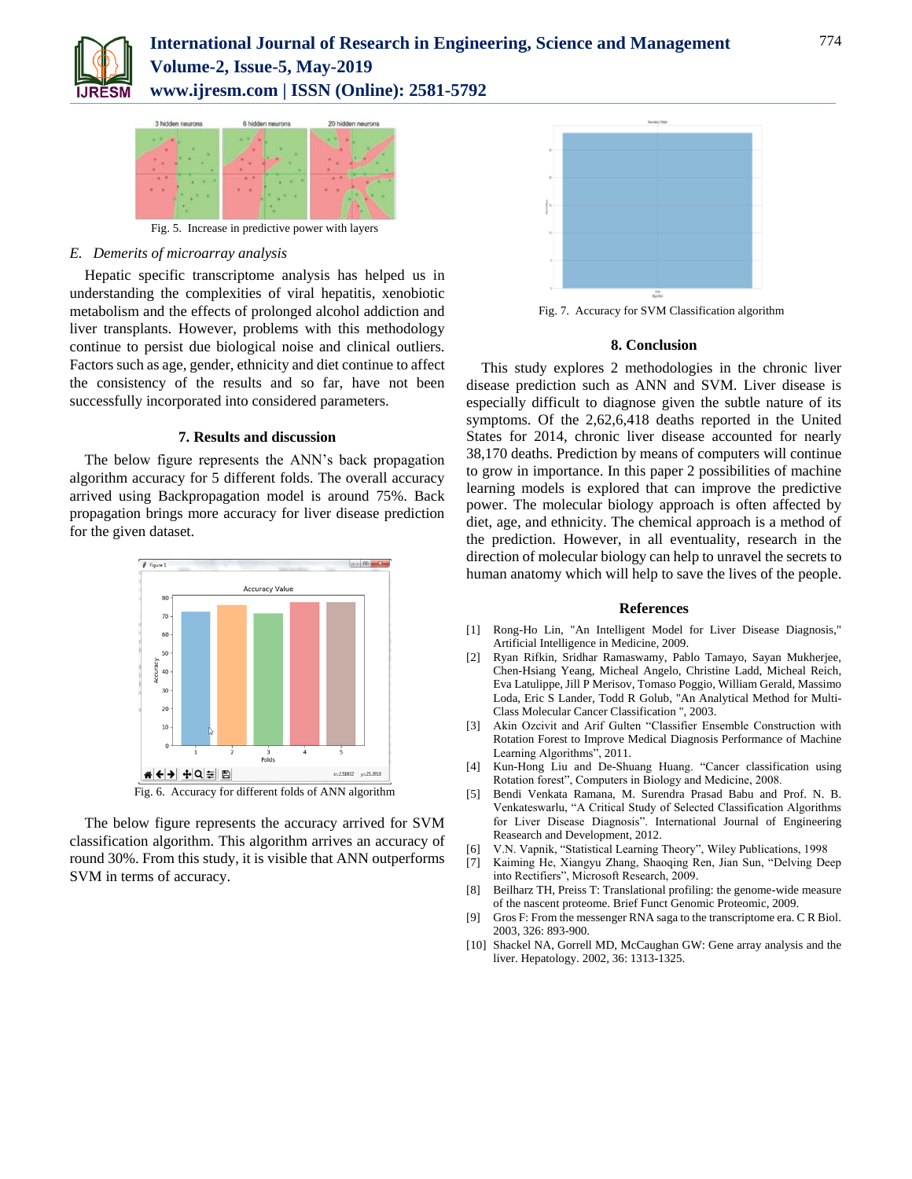3 hidden neurons
6 hidden neurons
20 hidden neurons

Fig. 5. Increase in predictive power with layers

### *E. Demerits of microarray analysis*

Hepatic specific transcriptome analysis has helped us in understanding the complexities of viral hepatitis, xenobiotic metabolism and the effects of prolonged alcohol addiction and liver transplants. However, problems with this methodology continue to persist due biological noise and clinical outliers. Factors such as age, gender, ethnicity and diet continue to affect the consistency of the results and so far, have not been successfully incorporated into considered parameters.

## 7. Results and discussion

The below figure represents the ANN's back propagation algorithm accuracy for 5 different folds. The overall accuracy arrived using Backpropagation model is around 75%. Back propagation brings more accuracy for liver disease prediction for the given dataset.

Figure 1

Accuracy Value

Accuracy

80
70
60
50
40
30
20
10
0

1
2
3
4
5

Folds

x=2.51032 y=25.3918

Fig. 6. Accuracy for different folds of ANN algorithm

The below figure represents the accuracy arrived for SVM classification algorithm. This algorithm arrives an accuracy of round 30%. From this study, it is visible that ANN outperforms SVM in terms of accuracy.

Fig. 7. Accuracy for SVM Classification algorithm

## 8. Conclusion

This study explores 2 methodologies in the chronic liver disease prediction such as ANN and SVM. Liver disease is especially difficult to diagnose given the subtle nature of its symptoms. Of the 2,62,6,418 deaths reported in the United States for 2014, chronic liver disease accounted for nearly 38,170 deaths. Prediction by means of computers will continue to grow in importance. In this paper 2 possibilities of machine learning models is explored that can improve the predictive power. The molecular biology approach is often affected by diet, age, and ethnicity. The chemical approach is a method of the prediction. However, in all eventuality, research in the direction of molecular biology can help to unravel the secrets to human anatomy which will help to save the lives of the people.

## References

[1] Rong-Ho Lin, "An Intelligent Model for Liver Disease Diagnosis," Artificial Intelligence in Medicine, 2009.

[2] Ryan Rifkin, Sridhar Ramaswamy, Pablo Tamayo, Sayan Mukherjee, Chen-Hsiang Yeang, Micheal Angelo, Christine Ladd, Micheal Reich, Eva Latulippe, Jill P Merisov, Tomaso Poggio, William Gerald, Massimo Loda, Eric S Lander, Todd R Golub, "An Analytical Method for Multi-Class Molecular Cancer Classification ", 2003.

[3] Akin Ozcivit and Arif Gulten "Classifier Ensemble Construction with Rotation Forest to Improve Medical Diagnosis Performance of Machine Learning Algorithms", 2011.

[4] Kun-Hong Liu and De-Shuang Huang. "Cancer classification using Rotation forest", Computers in Biology and Medicine, 2008.

[5] Bendi Venkata Ramana, M. Surendra Prasad Babu and Prof. N. B. Venkateswarlu, "A Critical Study of Selected Classification Algorithms for Liver Disease Diagnosis". International Journal of Engineering Reasearch and Development, 2012.

[6] V.N. Vapnik, "Statistical Learning Theory", Wiley Publications, 1998

[7] Kaiming He, Xiangyu Zhang, Shaoqing Ren, Jian Sun, "Delving Deep into Rectifiers", Microsoft Research, 2009.

[8] Beilharz TH, Preiss T: Translational profiling: the genome-wide measure of the nascent proteome. Brief Funct Genomic Proteomic, 2009.

[9] Gros F: From the messenger RNA saga to the transcriptome era. C R Biol. 2003, 326: 893-900.

[10] Shackel NA, Gorrell MD, McCaughan GW: Gene array analysis and the liver. Hepatology. 2002, 36: 1313-1325.